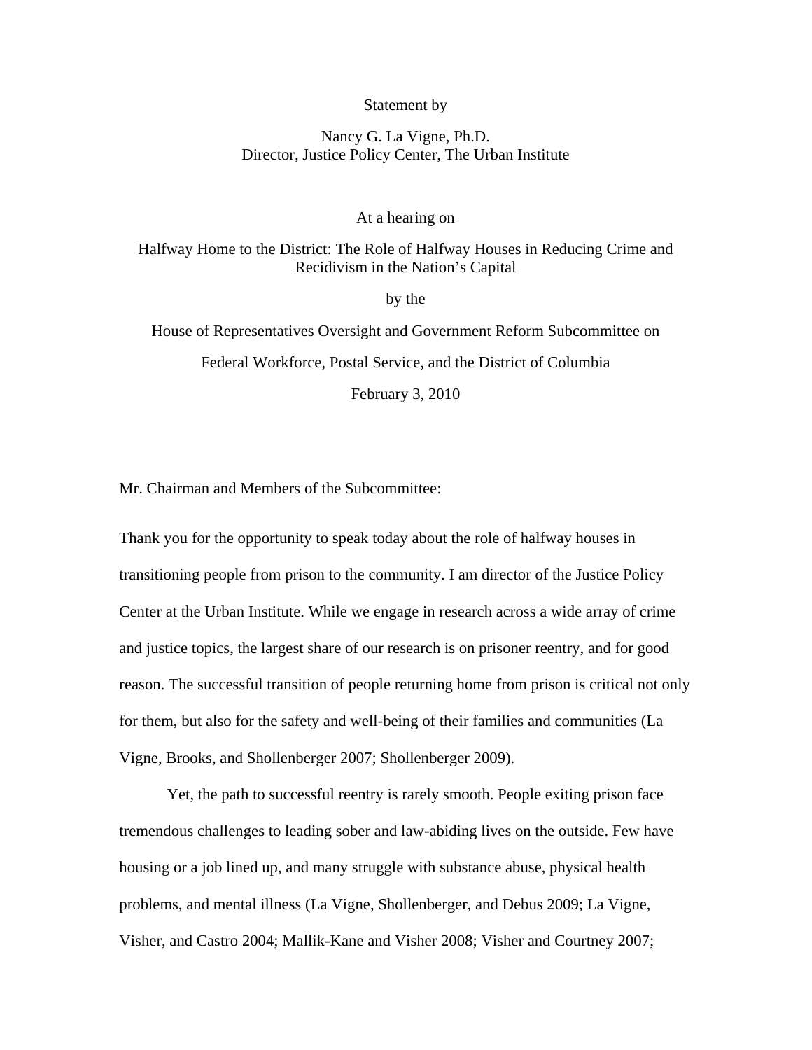Statement by

Nancy G. La Vigne, Ph.D.
Director, Justice Policy Center, The Urban Institute

At a hearing on

Halfway Home to the District: The Role of Halfway Houses in Reducing Crime and Recidivism in the Nation's Capital

by the

House of Representatives Oversight and Government Reform Subcommittee on

Federal Workforce, Postal Service, and the District of Columbia

February 3, 2010

Mr. Chairman and Members of the Subcommittee:

Thank you for the opportunity to speak today about the role of halfway houses in transitioning people from prison to the community. I am director of the Justice Policy Center at the Urban Institute. While we engage in research across a wide array of crime and justice topics, the largest share of our research is on prisoner reentry, and for good reason. The successful transition of people returning home from prison is critical not only for them, but also for the safety and well-being of their families and communities (La Vigne, Brooks, and Shollenberger 2007; Shollenberger 2009).

Yet, the path to successful reentry is rarely smooth. People exiting prison face tremendous challenges to leading sober and law-abiding lives on the outside. Few have housing or a job lined up, and many struggle with substance abuse, physical health problems, and mental illness (La Vigne, Shollenberger, and Debus 2009; La Vigne, Visher, and Castro 2004; Mallik-Kane and Visher 2008; Visher and Courtney 2007;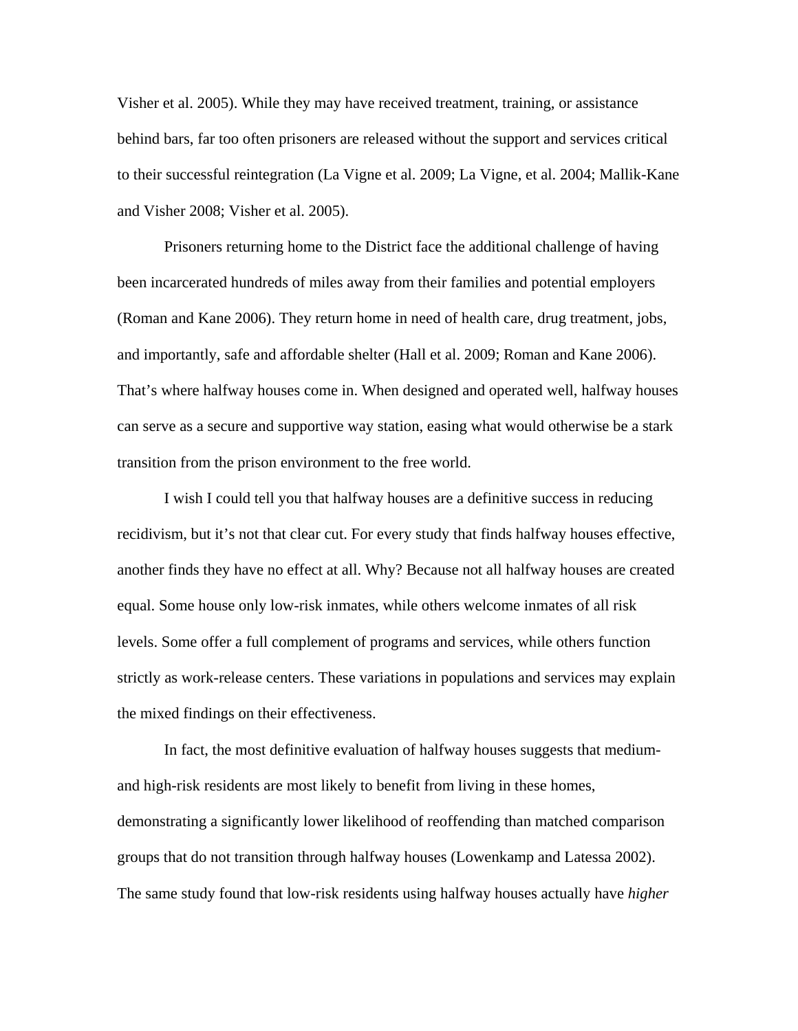Visher et al. 2005). While they may have received treatment, training, or assistance behind bars, far too often prisoners are released without the support and services critical to their successful reintegration (La Vigne et al. 2009; La Vigne, et al. 2004; Mallik-Kane and Visher 2008; Visher et al. 2005).

Prisoners returning home to the District face the additional challenge of having been incarcerated hundreds of miles away from their families and potential employers (Roman and Kane 2006). They return home in need of health care, drug treatment, jobs, and importantly, safe and affordable shelter (Hall et al. 2009; Roman and Kane 2006). That's where halfway houses come in. When designed and operated well, halfway houses can serve as a secure and supportive way station, easing what would otherwise be a stark transition from the prison environment to the free world.

I wish I could tell you that halfway houses are a definitive success in reducing recidivism, but it's not that clear cut. For every study that finds halfway houses effective, another finds they have no effect at all. Why? Because not all halfway houses are created equal. Some house only low-risk inmates, while others welcome inmates of all risk levels. Some offer a full complement of programs and services, while others function strictly as work-release centers. These variations in populations and services may explain the mixed findings on their effectiveness.

In fact, the most definitive evaluation of halfway houses suggests that medium- and high-risk residents are most likely to benefit from living in these homes, demonstrating a significantly lower likelihood of reoffending than matched comparison groups that do not transition through halfway houses (Lowenkamp and Latessa 2002). The same study found that low-risk residents using halfway houses actually have *higher*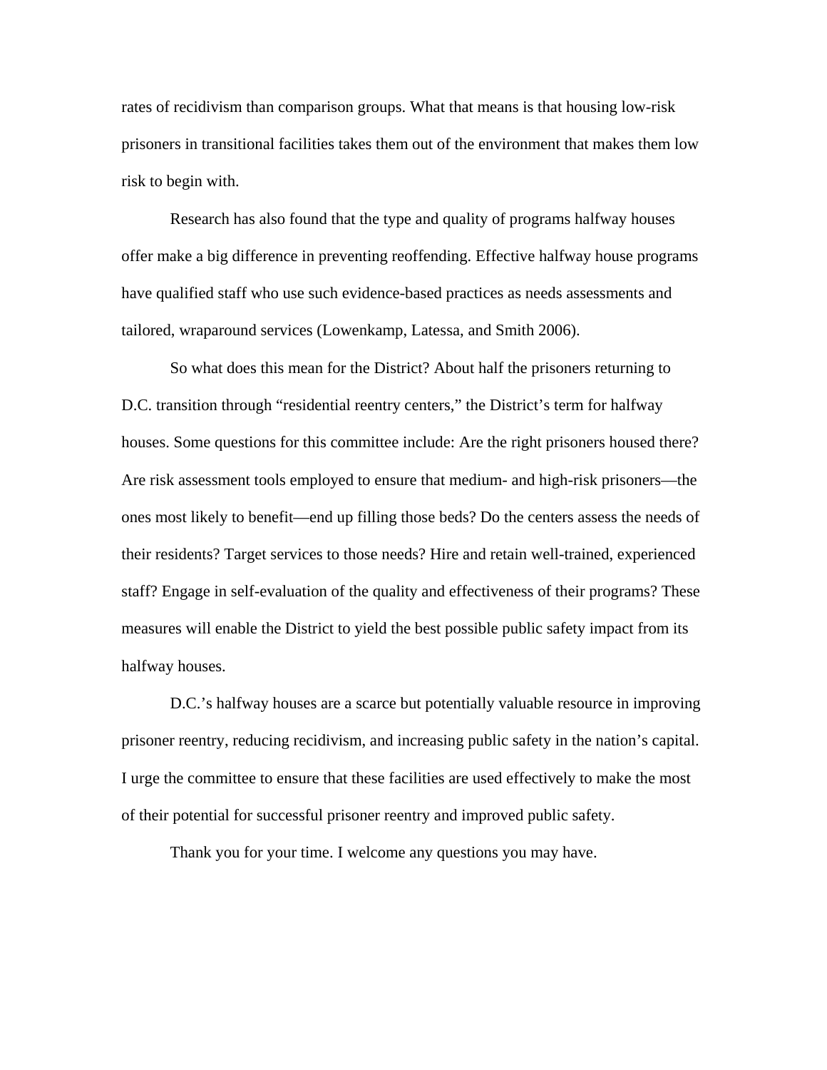rates of recidivism than comparison groups. What that means is that housing low-risk prisoners in transitional facilities takes them out of the environment that makes them low risk to begin with.

Research has also found that the type and quality of programs halfway houses offer make a big difference in preventing reoffending. Effective halfway house programs have qualified staff who use such evidence-based practices as needs assessments and tailored, wraparound services (Lowenkamp, Latessa, and Smith 2006).

So what does this mean for the District? About half the prisoners returning to D.C. transition through "residential reentry centers," the District's term for halfway houses. Some questions for this committee include: Are the right prisoners housed there? Are risk assessment tools employed to ensure that medium- and high-risk prisoners—the ones most likely to benefit—end up filling those beds? Do the centers assess the needs of their residents? Target services to those needs? Hire and retain well-trained, experienced staff? Engage in self-evaluation of the quality and effectiveness of their programs? These measures will enable the District to yield the best possible public safety impact from its halfway houses.

D.C.'s halfway houses are a scarce but potentially valuable resource in improving prisoner reentry, reducing recidivism, and increasing public safety in the nation's capital. I urge the committee to ensure that these facilities are used effectively to make the most of their potential for successful prisoner reentry and improved public safety.

Thank you for your time. I welcome any questions you may have.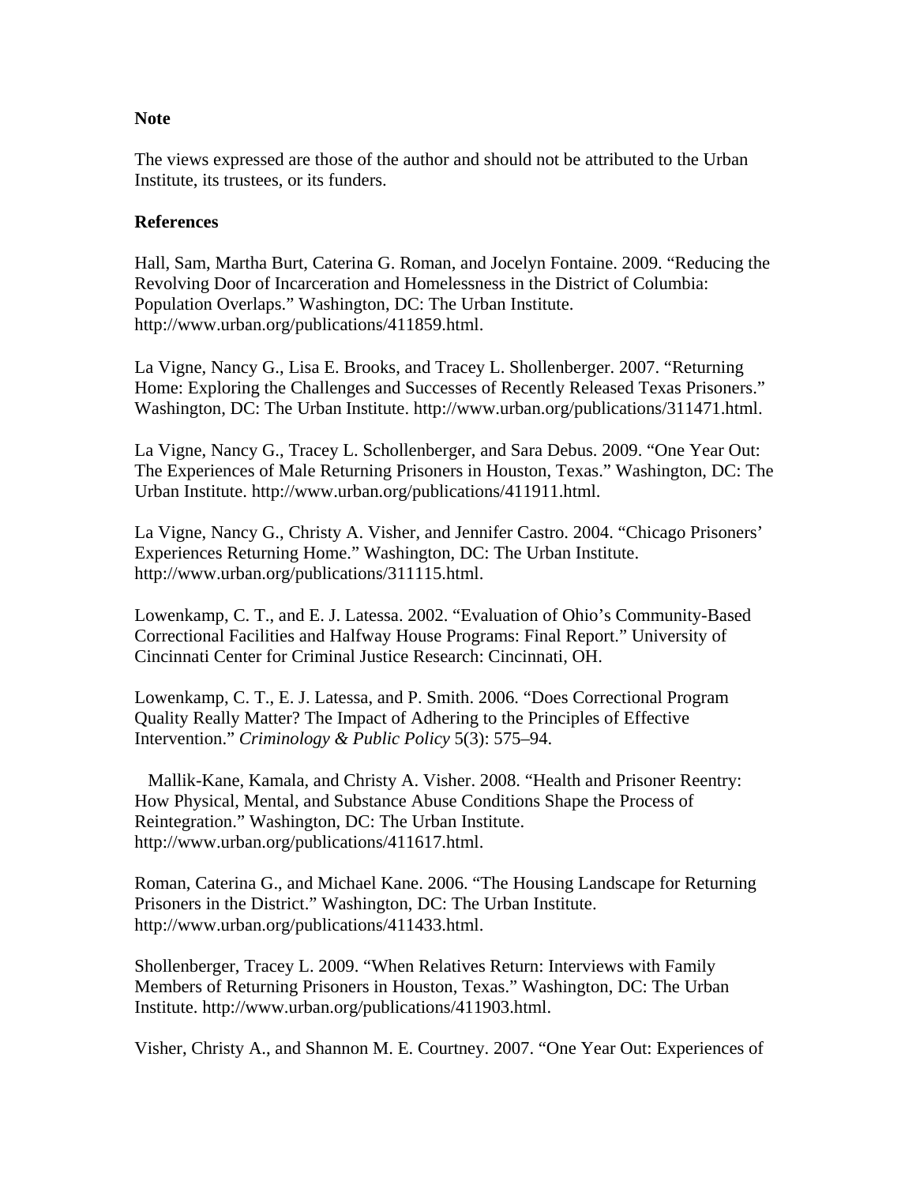**Note**

The views expressed are those of the author and should not be attributed to the Urban Institute, its trustees, or its funders.

**References**

Hall, Sam, Martha Burt, Caterina G. Roman, and Jocelyn Fontaine. 2009. "Reducing the Revolving Door of Incarceration and Homelessness in the District of Columbia: Population Overlaps." Washington, DC: The Urban Institute. http://www.urban.org/publications/411859.html.

La Vigne, Nancy G., Lisa E. Brooks, and Tracey L. Shollenberger. 2007. "Returning Home: Exploring the Challenges and Successes of Recently Released Texas Prisoners." Washington, DC: The Urban Institute. http://www.urban.org/publications/311471.html.

La Vigne, Nancy G., Tracey L. Schollenberger, and Sara Debus. 2009. "One Year Out: The Experiences of Male Returning Prisoners in Houston, Texas." Washington, DC: The Urban Institute. http://www.urban.org/publications/411911.html.

La Vigne, Nancy G., Christy A. Visher, and Jennifer Castro. 2004. "Chicago Prisoners' Experiences Returning Home." Washington, DC: The Urban Institute. http://www.urban.org/publications/311115.html.

Lowenkamp, C. T., and E. J. Latessa. 2002. "Evaluation of Ohio's Community-Based Correctional Facilities and Halfway House Programs: Final Report." University of Cincinnati Center for Criminal Justice Research: Cincinnati, OH.

Lowenkamp, C. T., E. J. Latessa, and P. Smith. 2006. "Does Correctional Program Quality Really Matter? The Impact of Adhering to the Principles of Effective Intervention." *Criminology & Public Policy* 5(3): 575–94.

Mallik-Kane, Kamala, and Christy A. Visher. 2008. "Health and Prisoner Reentry: How Physical, Mental, and Substance Abuse Conditions Shape the Process of Reintegration." Washington, DC: The Urban Institute. http://www.urban.org/publications/411617.html.

Roman, Caterina G., and Michael Kane. 2006. "The Housing Landscape for Returning Prisoners in the District." Washington, DC: The Urban Institute. http://www.urban.org/publications/411433.html.

Shollenberger, Tracey L. 2009. "When Relatives Return: Interviews with Family Members of Returning Prisoners in Houston, Texas." Washington, DC: The Urban Institute. http://www.urban.org/publications/411903.html.

Visher, Christy A., and Shannon M. E. Courtney. 2007. "One Year Out: Experiences of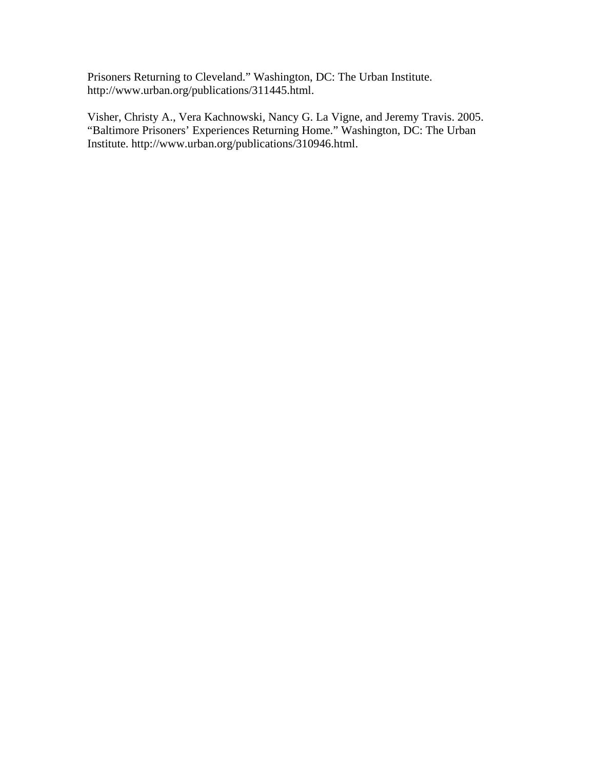Prisoners Returning to Cleveland." Washington, DC: The Urban Institute. http://www.urban.org/publications/311445.html.

Visher, Christy A., Vera Kachnowski, Nancy G. La Vigne, and Jeremy Travis. 2005. "Baltimore Prisoners' Experiences Returning Home." Washington, DC: The Urban Institute. http://www.urban.org/publications/310946.html.